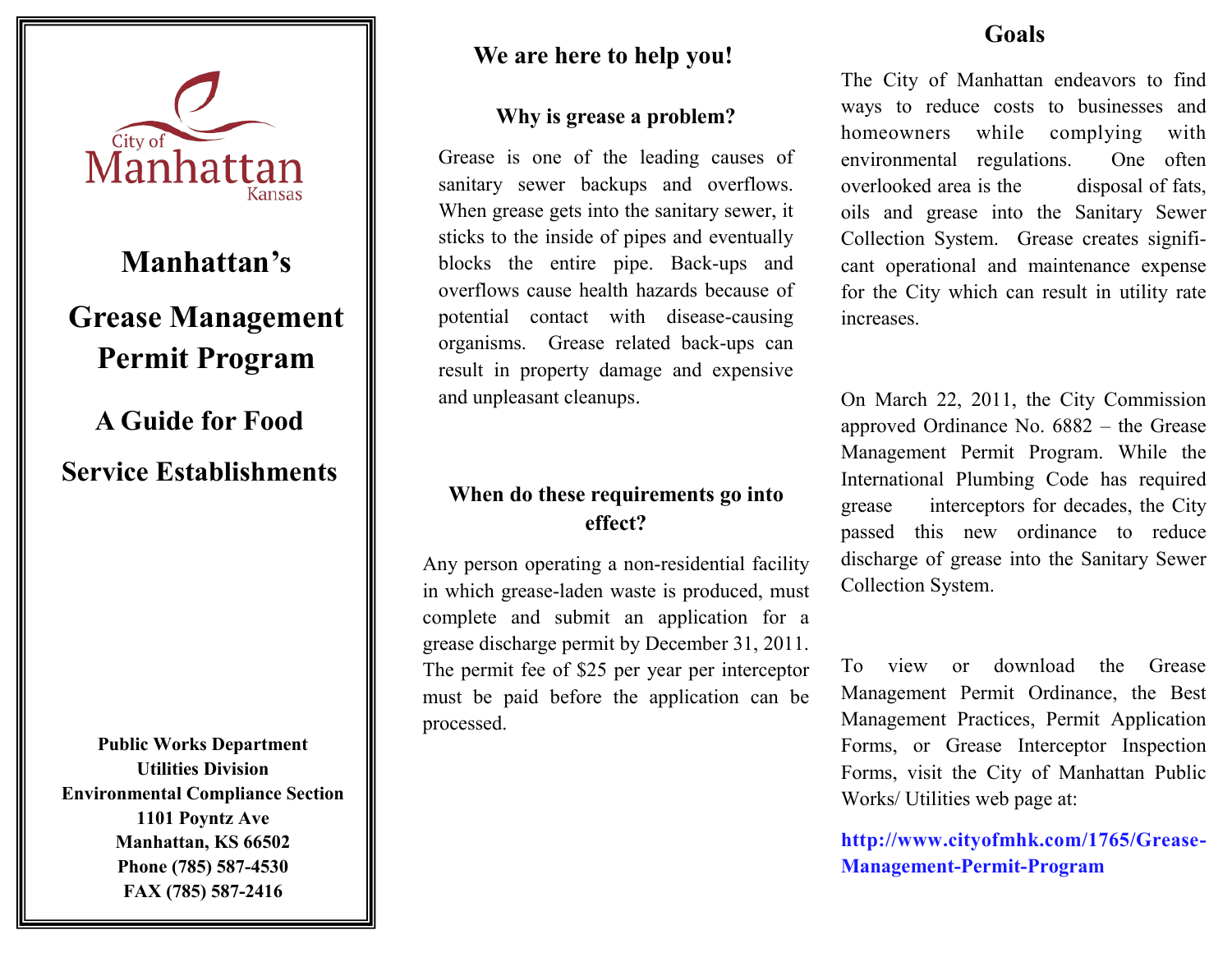City of Manhattan Kansas

# Manhattan's Grease Management Permit Program

## A Guide for Food Service Establishments

**Public Works Department**
**Utilities Division**
**Environmental Compliance Section**
**1101 Poyntz Ave**
**Manhattan, KS 66502**
**Phone (785) 587-4530**
**FAX (785) 587-2416**

## We are here to help you!

### Why is grease a problem?

Grease is one of the leading causes of sanitary sewer backups and overflows. When grease gets into the sanitary sewer, it sticks to the inside of pipes and eventually blocks the entire pipe. Back-ups and overflows cause health hazards because of potential contact with disease-causing organisms. Grease related back-ups can result in property damage and expensive and unpleasant cleanups.

### When do these requirements go into effect?

Any person operating a non-residential facility in which grease-laden waste is produced, must complete and submit an application for a grease discharge permit by December 31, 2011. The permit fee of $25 per year per interceptor must be paid before the application can be processed.

## Goals

The City of Manhattan endeavors to find ways to reduce costs to businesses and homeowners while complying with environmental regulations. One often overlooked area is the disposal of fats, oils and grease into the Sanitary Sewer Collection System. Grease creates significant operational and maintenance expense for the City which can result in utility rate increases.

On March 22, 2011, the City Commission approved Ordinance No. 6882 – the Grease Management Permit Program. While the International Plumbing Code has required grease interceptors for decades, the City passed this new ordinance to reduce discharge of grease into the Sanitary Sewer Collection System.

To view or download the Grease Management Permit Ordinance, the Best Management Practices, Permit Application Forms, or Grease Interceptor Inspection Forms, visit the City of Manhattan Public Works/ Utilities web page at:

**http://www.cityofmhk.com/1765/Grease-Management-Permit-Program**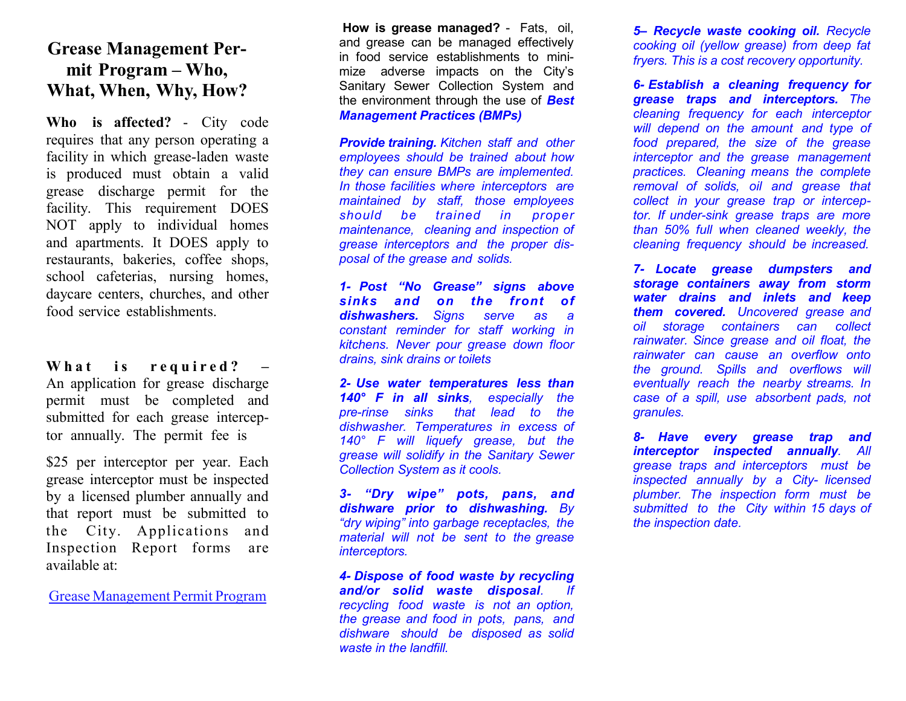# Grease Management Permit Program – Who, What, When, Why, How?

**Who is affected?** - City code requires that any person operating a facility in which grease-laden waste is produced must obtain a valid grease discharge permit for the facility. This requirement DOES NOT apply to individual homes and apartments. It DOES apply to restaurants, bakeries, coffee shops, school cafeterias, nursing homes, daycare centers, churches, and other food service establishments.

**What is required?** – An application for grease discharge permit must be completed and submitted for each grease interceptor annually. The permit fee is

$25 per interceptor per year. Each grease interceptor must be inspected by a licensed plumber annually and that report must be submitted to the City. Applications and Inspection Report forms are available at:

Grease Management Permit Program

**How is grease managed?** - Fats, oil, and grease can be managed effectively in food service establishments to minimize adverse impacts on the City's Sanitary Sewer Collection System and the environment through the use of ***Best Management Practices (BMPs)***

***Provide training.*** *Kitchen staff and other employees should be trained about how they can ensure BMPs are implemented. In those facilities where interceptors are maintained by staff, those employees should be trained in proper maintenance, cleaning and inspection of grease interceptors and the proper disposal of the grease and solids.*

***1- Post "No Grease" signs above sinks and on the front of dishwashers.*** *Signs serve as a constant reminder for staff working in kitchens. Never pour grease down floor drains, sink drains or toilets*

***2- Use water temperatures less than 140° F in all sinks****, especially the pre-rinse sinks that lead to the dishwasher. Temperatures in excess of 140° F will liquefy grease, but the grease will solidify in the Sanitary Sewer Collection System as it cools.*

***3- "Dry wipe" pots, pans, and dishware prior to dishwashing.*** *By "dry wiping" into garbage receptacles, the material will not be sent to the grease interceptors.*

***4- Dispose of food waste by recycling and/or solid waste disposal****. If recycling food waste is not an option, the grease and food in pots, pans, and dishware should be disposed as solid waste in the landfill.*

***5– Recycle waste cooking oil.*** *Recycle cooking oil (yellow grease) from deep fat fryers. This is a cost recovery opportunity.*

***6- Establish a cleaning frequency for grease traps and interceptors.*** *The cleaning frequency for each interceptor will depend on the amount and type of food prepared, the size of the grease interceptor and the grease management practices. Cleaning means the complete removal of solids, oil and grease that collect in your grease trap or interceptor. If under-sink grease traps are more than 50% full when cleaned weekly, the cleaning frequency should be increased.*

***7- Locate grease dumpsters and storage containers away from storm water drains and inlets and keep them covered.*** *Uncovered grease and oil storage containers can collect rainwater. Since grease and oil float, the rainwater can cause an overflow onto the ground. Spills and overflows will eventually reach the nearby streams. In case of a spill, use absorbent pads, not granules.*

***8- Have every grease trap and interceptor inspected annually****. All grease traps and interceptors must be inspected annually by a City- licensed plumber. The inspection form must be submitted to the City within 15 days of the inspection date.*